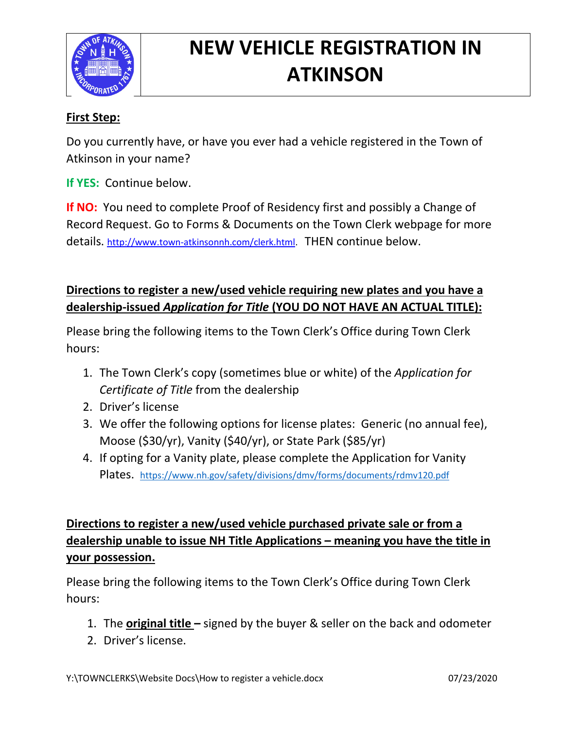# NEW VEHICLE REGISTRATION IN ATKINSON

**First Step:**

Do you currently have, or have you ever had a vehicle registered in the Town of Atkinson in your name?

**If YES:** Continue below.

**If NO:** You need to complete Proof of Residency first and possibly a Change of Record Request. Go to Forms & Documents on the Town Clerk webpage for more details. http://www.town-atkinsonnh.com/clerk.html. THEN continue below.

**Directions to register a new/used vehicle requiring new plates and you have a dealership-issued *Application for Title* (YOU DO NOT HAVE AN ACTUAL TITLE):**

Please bring the following items to the Town Clerk's Office during Town Clerk hours:

1. The Town Clerk's copy (sometimes blue or white) of the *Application for Certificate of Title* from the dealership
2. Driver's license
3. We offer the following options for license plates: Generic (no annual fee), Moose ($30/yr), Vanity ($40/yr), or State Park ($85/yr)
4. If opting for a Vanity plate, please complete the Application for Vanity Plates. https://www.nh.gov/safety/divisions/dmv/forms/documents/rdmv120.pdf

**Directions to register a new/used vehicle purchased private sale or from a dealership unable to issue NH Title Applications – meaning you have the title in your possession.**

Please bring the following items to the Town Clerk's Office during Town Clerk hours:

1. The **original title –** signed by the buyer & seller on the back and odometer
2. Driver's license.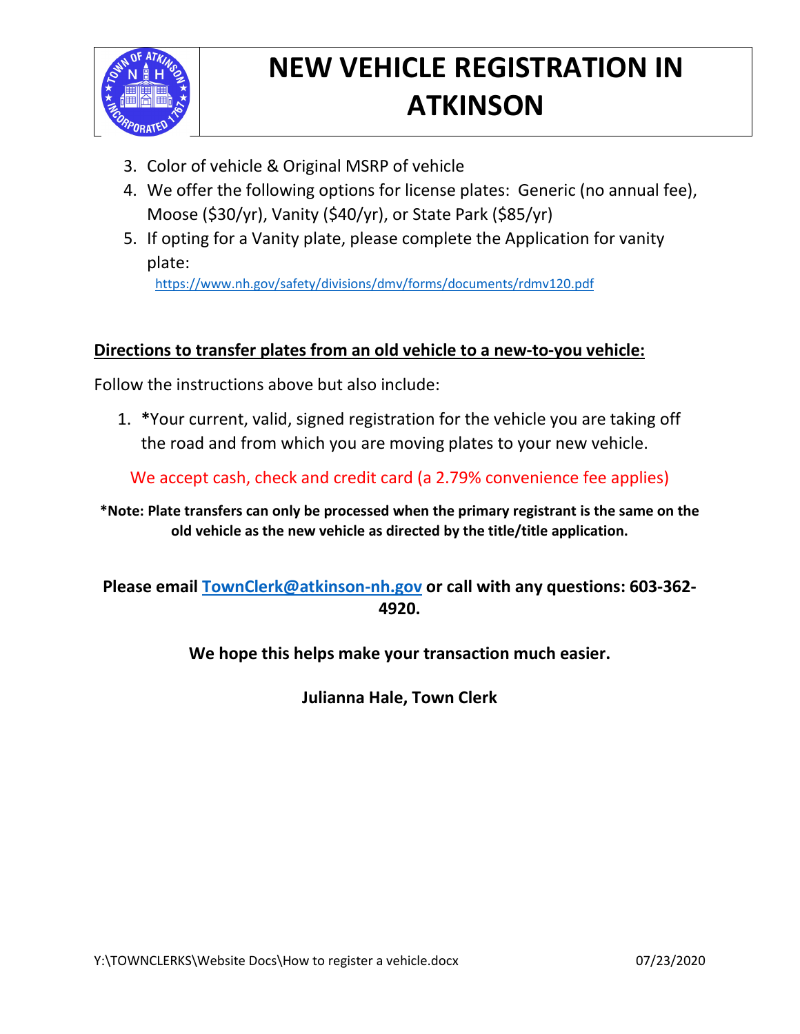# NEW VEHICLE REGISTRATION IN ATKINSON

3. Color of vehicle & Original MSRP of vehicle
4. We offer the following options for license plates: Generic (no annual fee), Moose ($30/yr), Vanity ($40/yr), or State Park ($85/yr)
5. If opting for a Vanity plate, please complete the Application for vanity plate: https://www.nh.gov/safety/divisions/dmv/forms/documents/rdmv120.pdf

## Directions to transfer plates from an old vehicle to a new-to-you vehicle:

Follow the instructions above but also include:

1. ***Your current, valid, signed registration for the vehicle you are taking off the road and from which you are moving plates to your new vehicle.**

We accept cash, check and credit card (a 2.79% convenience fee applies)

***Note: Plate transfers can only be processed when the primary registrant is the same on the old vehicle as the new vehicle as directed by the title/title application.**

**Please email TownClerk@atkinson-nh.gov or call with any questions: 603-362-4920.**

**We hope this helps make your transaction much easier.**

**Julianna Hale, Town Clerk**

Y:\TOWNCLERKS\Website Docs\How to register a vehicle.docx 07/23/2020